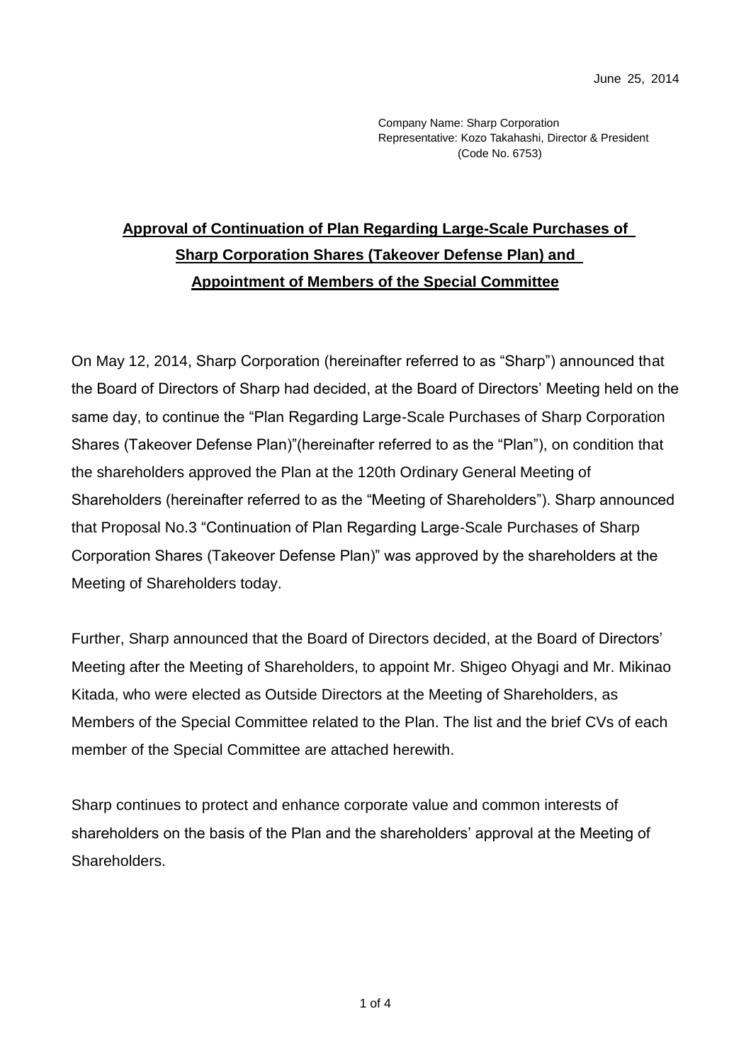June 25, 2014

Company Name: Sharp Corporation
Representative: Kozo Takahashi, Director & President
(Code No. 6753)

# Approval of Continuation of Plan Regarding Large-Scale Purchases of Sharp Corporation Shares (Takeover Defense Plan) and Appointment of Members of the Special Committee

On May 12, 2014, Sharp Corporation (hereinafter referred to as "Sharp") announced that the Board of Directors of Sharp had decided, at the Board of Directors' Meeting held on the same day, to continue the "Plan Regarding Large-Scale Purchases of Sharp Corporation Shares (Takeover Defense Plan)"(hereinafter referred to as the "Plan"), on condition that the shareholders approved the Plan at the 120th Ordinary General Meeting of Shareholders (hereinafter referred to as the "Meeting of Shareholders"). Sharp announced that Proposal No.3 "Continuation of Plan Regarding Large-Scale Purchases of Sharp Corporation Shares (Takeover Defense Plan)" was approved by the shareholders at the Meeting of Shareholders today.

Further, Sharp announced that the Board of Directors decided, at the Board of Directors' Meeting after the Meeting of Shareholders, to appoint Mr. Shigeo Ohyagi and Mr. Mikinao Kitada, who were elected as Outside Directors at the Meeting of Shareholders, as Members of the Special Committee related to the Plan. The list and the brief CVs of each member of the Special Committee are attached herewith.

Sharp continues to protect and enhance corporate value and common interests of shareholders on the basis of the Plan and the shareholders' approval at the Meeting of Shareholders.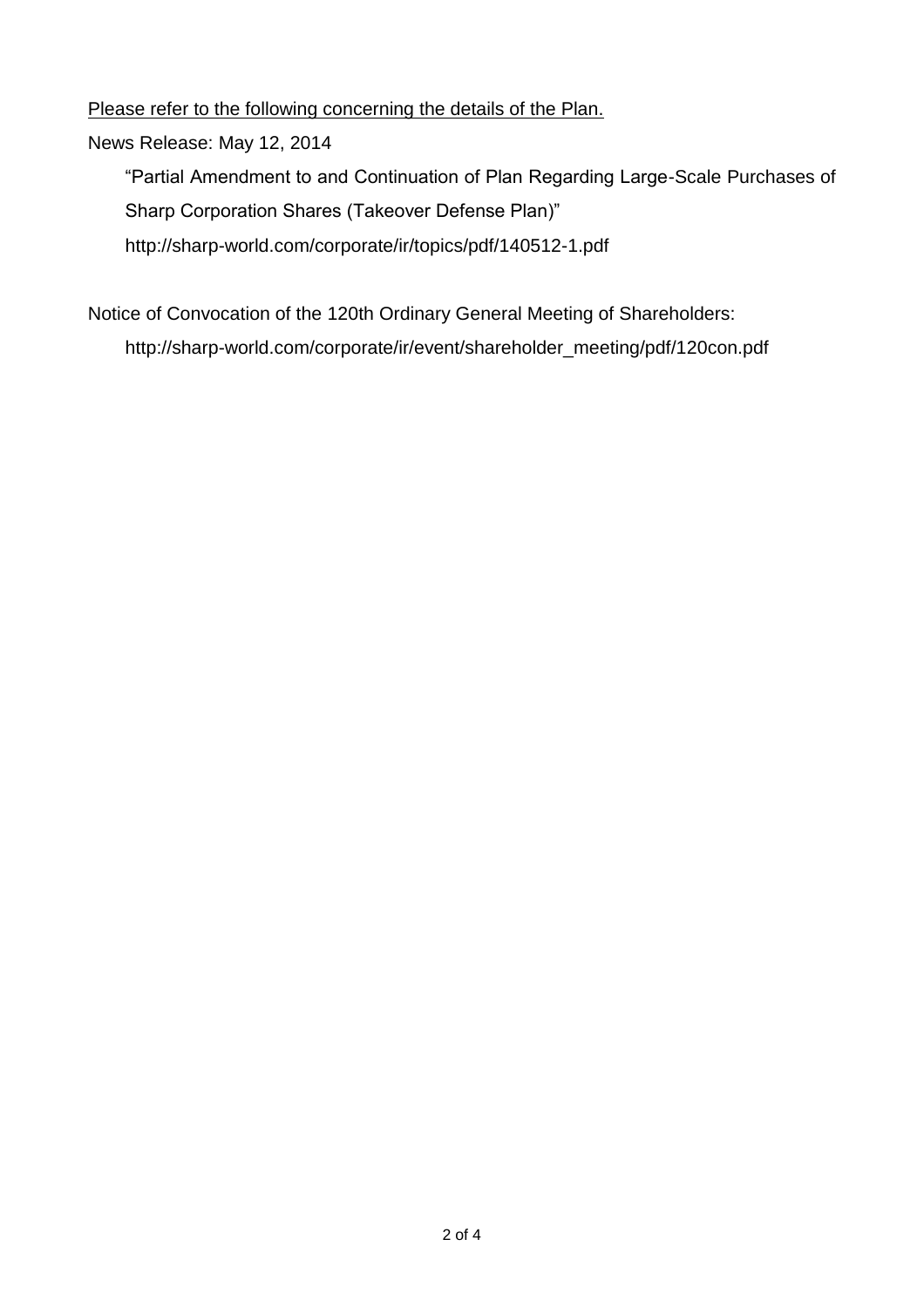<u>Please refer to the following concerning the details of the Plan.</u>

News Release: May 12, 2014

“Partial Amendment to and Continuation of Plan Regarding Large-Scale Purchases of Sharp Corporation Shares (Takeover Defense Plan)”

http://sharp-world.com/corporate/ir/topics/pdf/140512-1.pdf

Notice of Convocation of the 120th Ordinary General Meeting of Shareholders:

http://sharp-world.com/corporate/ir/event/shareholder_meeting/pdf/120con.pdf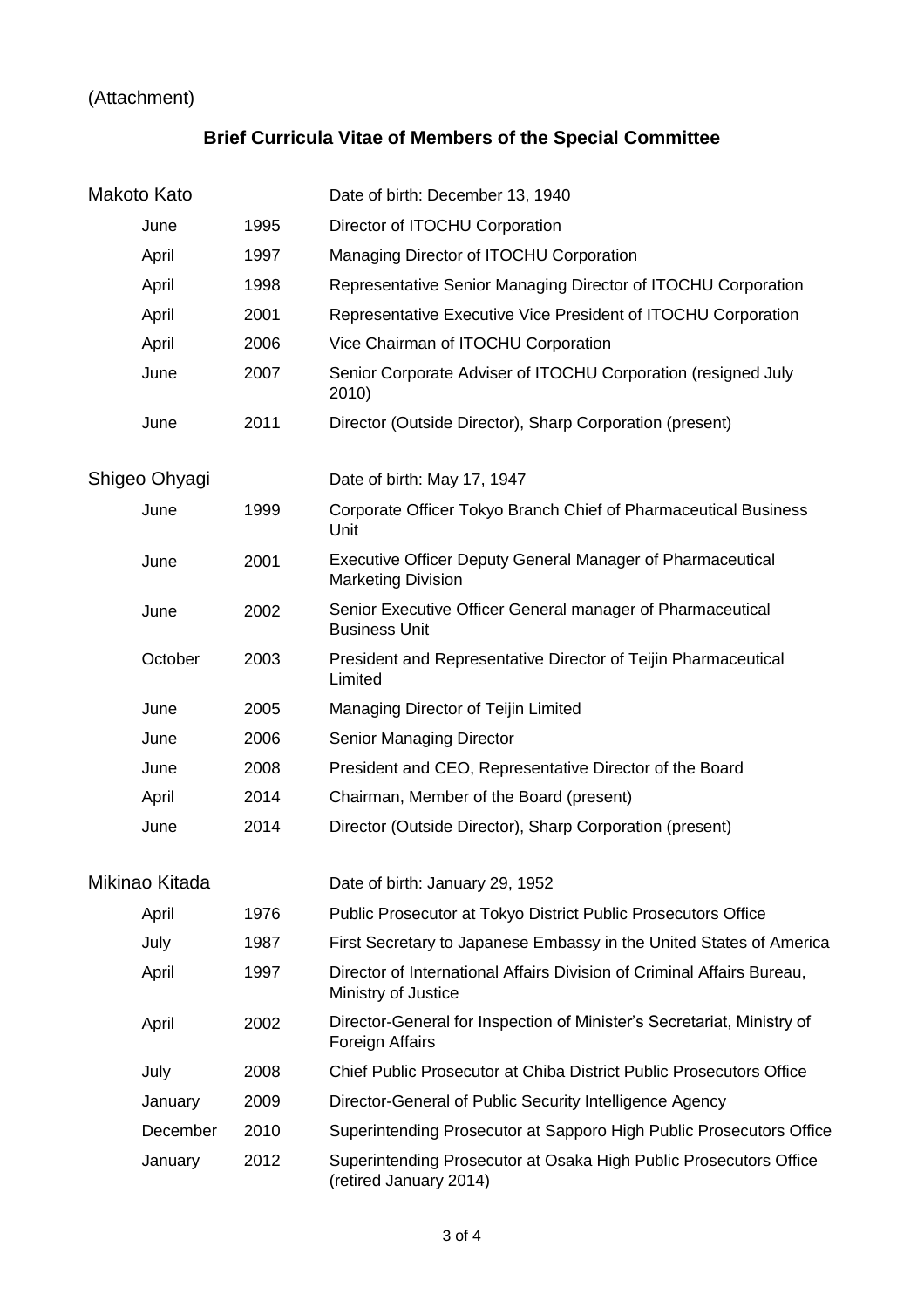(Attachment)

## Brief Curricula Vitae of Members of the Special Committee

**Makoto Kato** — Date of birth: December 13, 1940

| | | |
|---|---|---|
| June | 1995 | Director of ITOCHU Corporation |
| April | 1997 | Managing Director of ITOCHU Corporation |
| April | 1998 | Representative Senior Managing Director of ITOCHU Corporation |
| April | 2001 | Representative Executive Vice President of ITOCHU Corporation |
| April | 2006 | Vice Chairman of ITOCHU Corporation |
| June | 2007 | Senior Corporate Adviser of ITOCHU Corporation (resigned July 2010) |
| June | 2011 | Director (Outside Director), Sharp Corporation (present) |

**Shigeo Ohyagi** — Date of birth: May 17, 1947

| | | |
|---|---|---|
| June | 1999 | Corporate Officer Tokyo Branch Chief of Pharmaceutical Business Unit |
| June | 2001 | Executive Officer Deputy General Manager of Pharmaceutical Marketing Division |
| June | 2002 | Senior Executive Officer General manager of Pharmaceutical Business Unit |
| October | 2003 | President and Representative Director of Teijin Pharmaceutical Limited |
| June | 2005 | Managing Director of Teijin Limited |
| June | 2006 | Senior Managing Director |
| June | 2008 | President and CEO, Representative Director of the Board |
| April | 2014 | Chairman, Member of the Board (present) |
| June | 2014 | Director (Outside Director), Sharp Corporation (present) |

**Mikinao Kitada** — Date of birth: January 29, 1952

| | | |
|---|---|---|
| April | 1976 | Public Prosecutor at Tokyo District Public Prosecutors Office |
| July | 1987 | First Secretary to Japanese Embassy in the United States of America |
| April | 1997 | Director of International Affairs Division of Criminal Affairs Bureau, Ministry of Justice |
| April | 2002 | Director-General for Inspection of Minister's Secretariat, Ministry of Foreign Affairs |
| July | 2008 | Chief Public Prosecutor at Chiba District Public Prosecutors Office |
| January | 2009 | Director-General of Public Security Intelligence Agency |
| December | 2010 | Superintending Prosecutor at Sapporo High Public Prosecutors Office |
| January | 2012 | Superintending Prosecutor at Osaka High Public Prosecutors Office (retired January 2014) |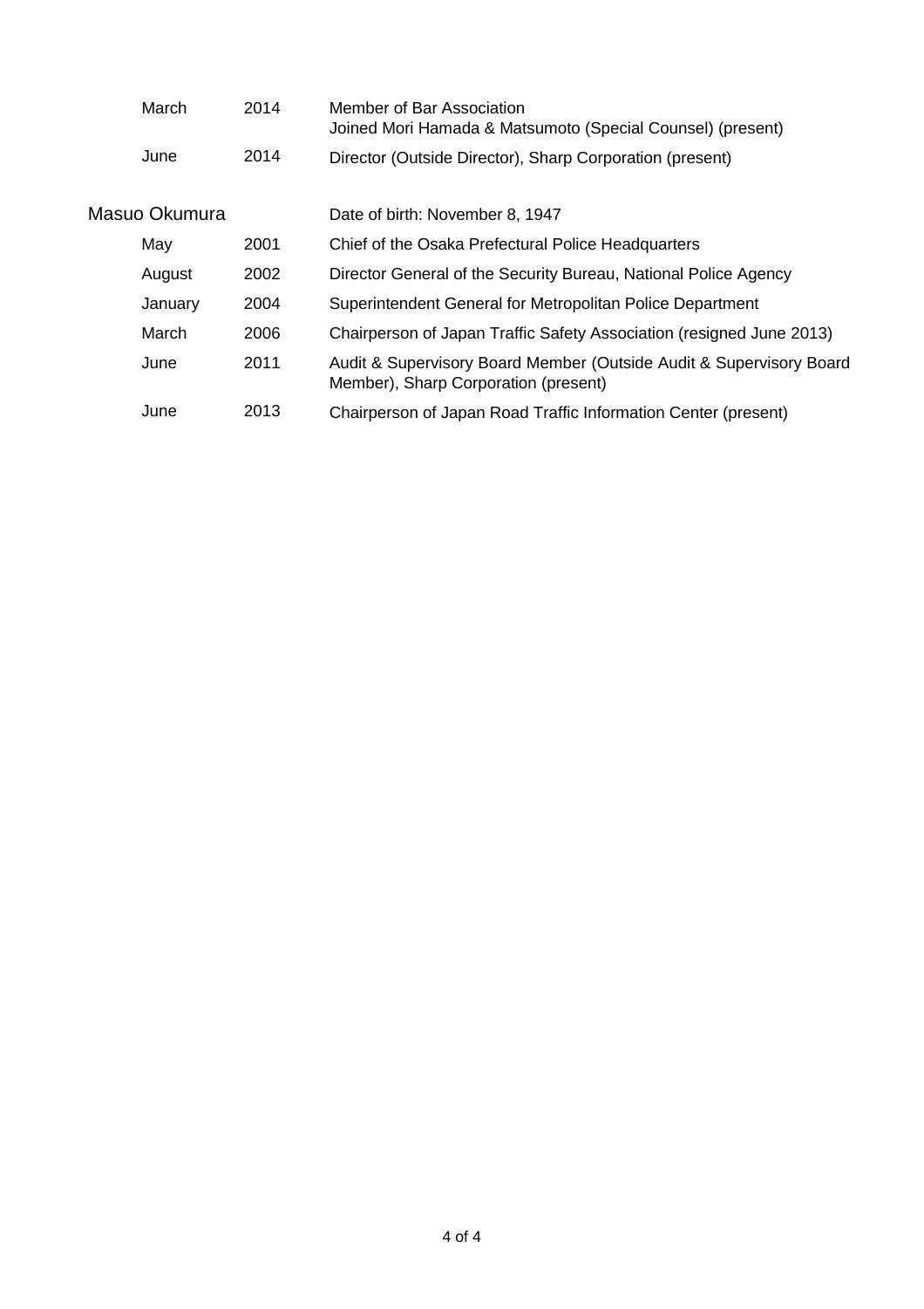| | | |
|---|---|---|
| March | 2014 | Member of Bar Association<br>Joined Mori Hamada & Matsumoto (Special Counsel) (present) |
| June | 2014 | Director (Outside Director), Sharp Corporation (present) |

Masuo Okumura — Date of birth: November 8, 1947

| | | |
|---|---|---|
| May | 2001 | Chief of the Osaka Prefectural Police Headquarters |
| August | 2002 | Director General of the Security Bureau, National Police Agency |
| January | 2004 | Superintendent General for Metropolitan Police Department |
| March | 2006 | Chairperson of Japan Traffic Safety Association (resigned June 2013) |
| June | 2011 | Audit & Supervisory Board Member (Outside Audit & Supervisory Board Member), Sharp Corporation (present) |
| June | 2013 | Chairperson of Japan Road Traffic Information Center (present) |